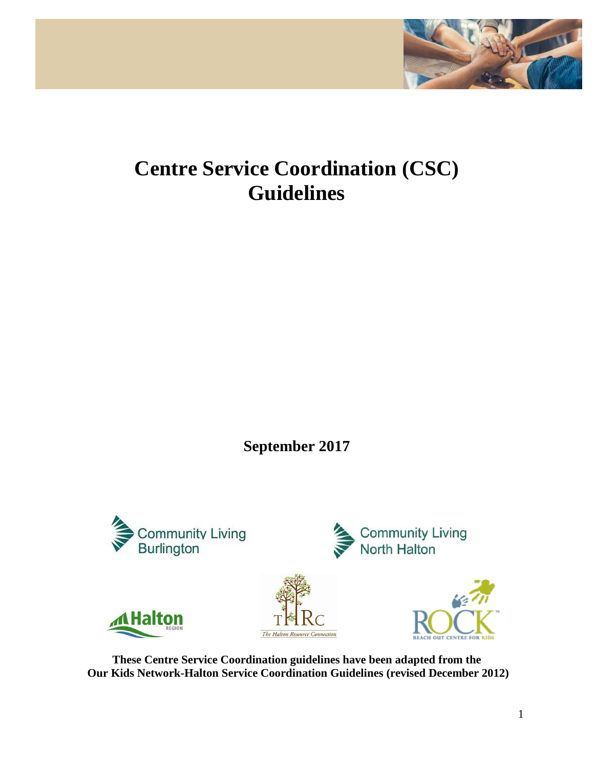# Centre Service Coordination (CSC) Guidelines

**September 2017**

**These Centre Service Coordination guidelines have been adapted from the Our Kids Network-Halton Service Coordination Guidelines (revised December 2012)**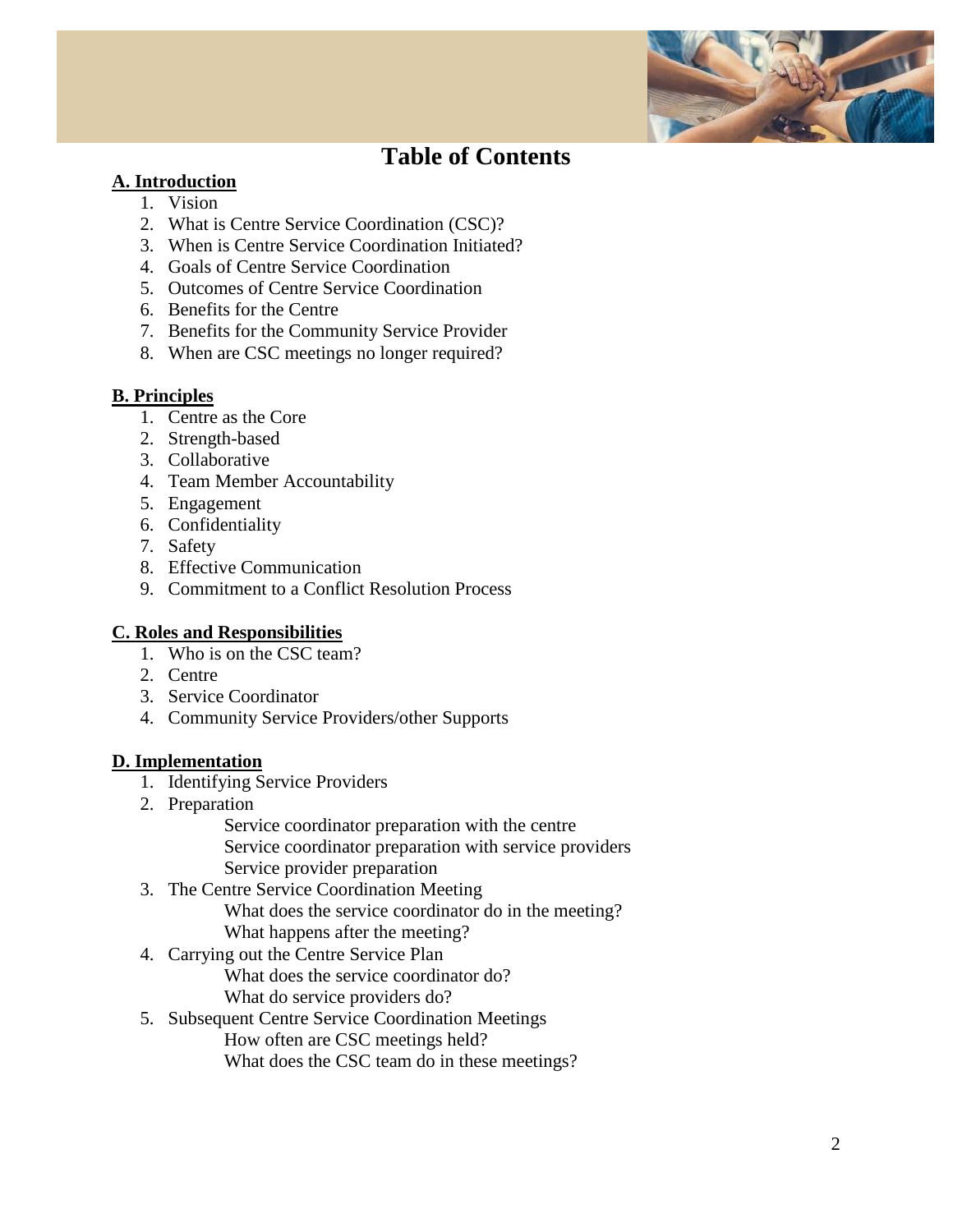# Table of Contents

**A. Introduction**

1. Vision
2. What is Centre Service Coordination (CSC)?
3. When is Centre Service Coordination Initiated?
4. Goals of Centre Service Coordination
5. Outcomes of Centre Service Coordination
6. Benefits for the Centre
7. Benefits for the Community Service Provider
8. When are CSC meetings no longer required?

**B. Principles**

1. Centre as the Core
2. Strength-based
3. Collaborative
4. Team Member Accountability
5. Engagement
6. Confidentiality
7. Safety
8. Effective Communication
9. Commitment to a Conflict Resolution Process

**C. Roles and Responsibilities**

1. Who is on the CSC team?
2. Centre
3. Service Coordinator
4. Community Service Providers/other Supports

**D. Implementation**

1. Identifying Service Providers
2. Preparation
   - Service coordinator preparation with the centre
   - Service coordinator preparation with service providers
   - Service provider preparation
3. The Centre Service Coordination Meeting
   - What does the service coordinator do in the meeting?
   - What happens after the meeting?
4. Carrying out the Centre Service Plan
   - What does the service coordinator do?
   - What do service providers do?
5. Subsequent Centre Service Coordination Meetings
   - How often are CSC meetings held?
   - What does the CSC team do in these meetings?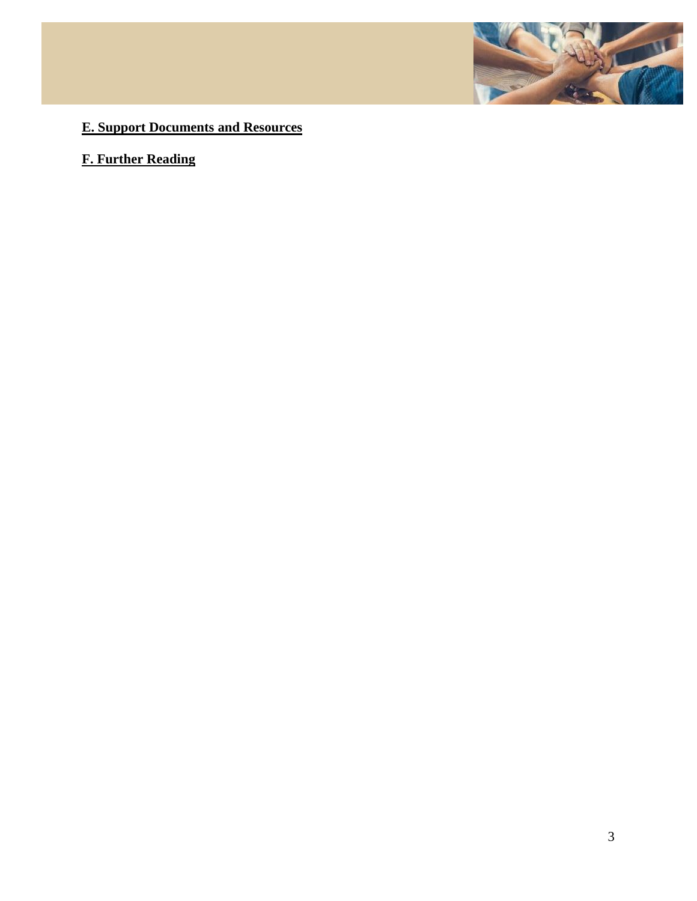**E. Support Documents and Resources**

**F. Further Reading**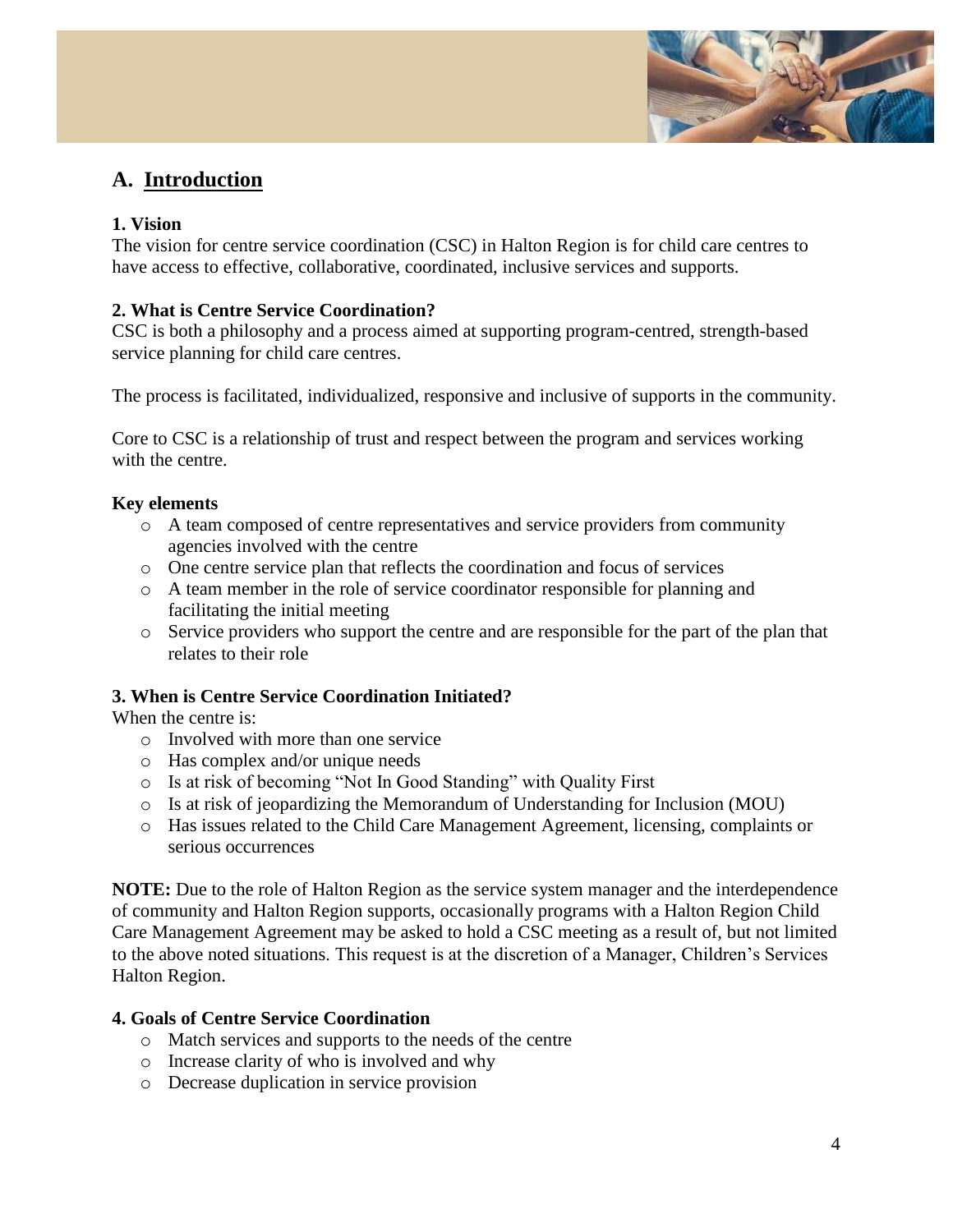# A. Introduction

### 1. Vision

The vision for centre service coordination (CSC) in Halton Region is for child care centres to have access to effective, collaborative, coordinated, inclusive services and supports.

### 2. What is Centre Service Coordination?

CSC is both a philosophy and a process aimed at supporting program-centred, strength-based service planning for child care centres.

The process is facilitated, individualized, responsive and inclusive of supports in the community.

Core to CSC is a relationship of trust and respect between the program and services working with the centre.

**Key elements**

- A team composed of centre representatives and service providers from community agencies involved with the centre
- One centre service plan that reflects the coordination and focus of services
- A team member in the role of service coordinator responsible for planning and facilitating the initial meeting
- Service providers who support the centre and are responsible for the part of the plan that relates to their role

### 3. When is Centre Service Coordination Initiated?

When the centre is:

- Involved with more than one service
- Has complex and/or unique needs
- Is at risk of becoming "Not In Good Standing" with Quality First
- Is at risk of jeopardizing the Memorandum of Understanding for Inclusion (MOU)
- Has issues related to the Child Care Management Agreement, licensing, complaints or serious occurrences

**NOTE:** Due to the role of Halton Region as the service system manager and the interdependence of community and Halton Region supports, occasionally programs with a Halton Region Child Care Management Agreement may be asked to hold a CSC meeting as a result of, but not limited to the above noted situations. This request is at the discretion of a Manager, Children's Services Halton Region.

### 4. Goals of Centre Service Coordination

- Match services and supports to the needs of the centre
- Increase clarity of who is involved and why
- Decrease duplication in service provision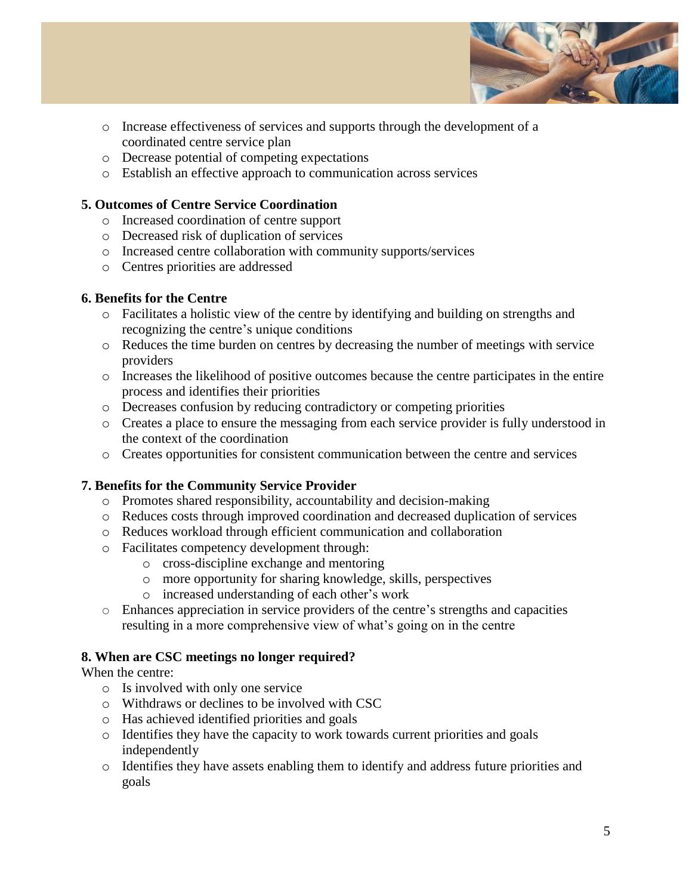- Increase effectiveness of services and supports through the development of a coordinated centre service plan
- Decrease potential of competing expectations
- Establish an effective approach to communication across services

**5. Outcomes of Centre Service Coordination**

- Increased coordination of centre support
- Decreased risk of duplication of services
- Increased centre collaboration with community supports/services
- Centres priorities are addressed

**6. Benefits for the Centre**

- Facilitates a holistic view of the centre by identifying and building on strengths and recognizing the centre's unique conditions
- Reduces the time burden on centres by decreasing the number of meetings with service providers
- Increases the likelihood of positive outcomes because the centre participates in the entire process and identifies their priorities
- Decreases confusion by reducing contradictory or competing priorities
- Creates a place to ensure the messaging from each service provider is fully understood in the context of the coordination
- Creates opportunities for consistent communication between the centre and services

**7. Benefits for the Community Service Provider**

- Promotes shared responsibility, accountability and decision-making
- Reduces costs through improved coordination and decreased duplication of services
- Reduces workload through efficient communication and collaboration
- Facilitates competency development through:
  - cross-discipline exchange and mentoring
  - more opportunity for sharing knowledge, skills, perspectives
  - increased understanding of each other's work
- Enhances appreciation in service providers of the centre's strengths and capacities resulting in a more comprehensive view of what's going on in the centre

**8. When are CSC meetings no longer required?**

When the centre:

- Is involved with only one service
- Withdraws or declines to be involved with CSC
- Has achieved identified priorities and goals
- Identifies they have the capacity to work towards current priorities and goals independently
- Identifies they have assets enabling them to identify and address future priorities and goals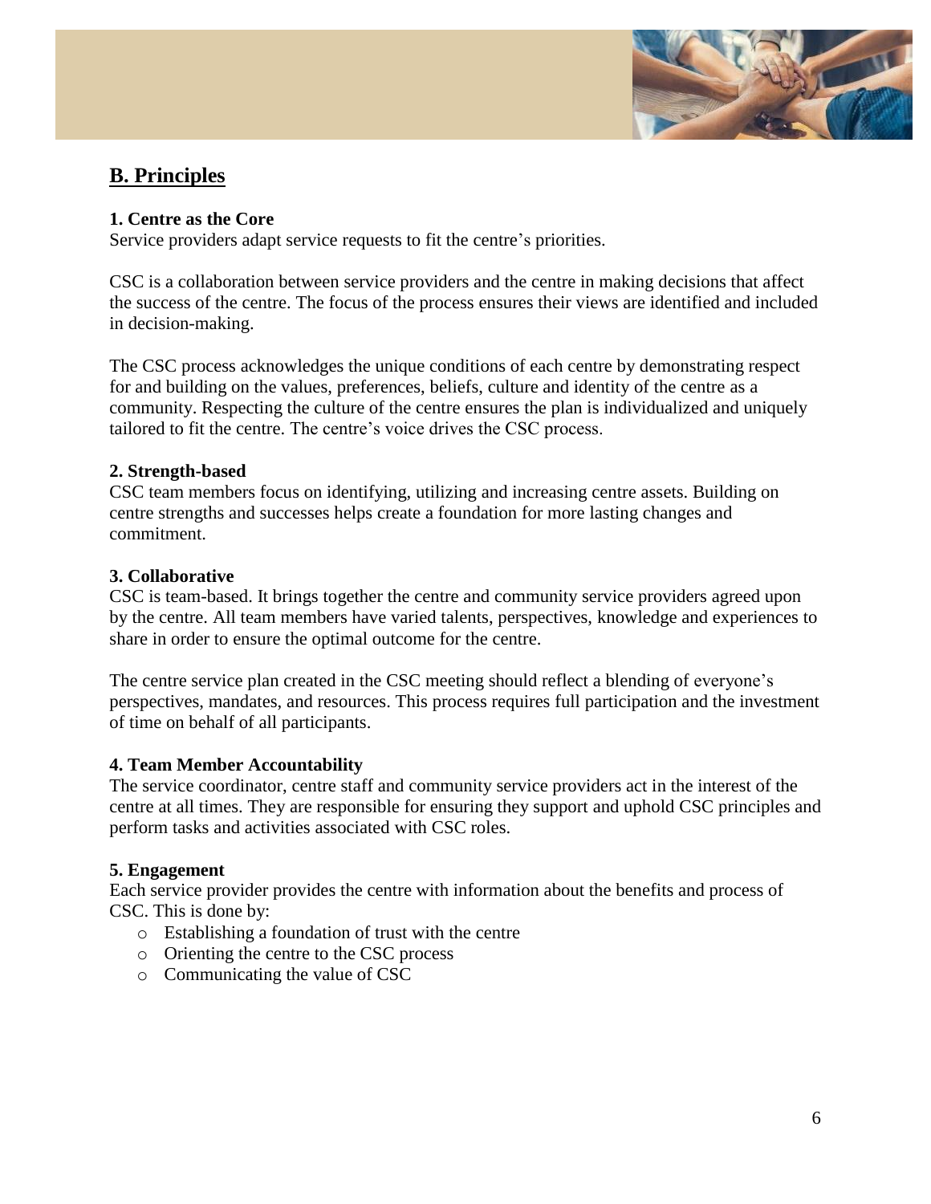## B. Principles

### 1. Centre as the Core

Service providers adapt service requests to fit the centre's priorities.

CSC is a collaboration between service providers and the centre in making decisions that affect the success of the centre. The focus of the process ensures their views are identified and included in decision-making.

The CSC process acknowledges the unique conditions of each centre by demonstrating respect for and building on the values, preferences, beliefs, culture and identity of the centre as a community. Respecting the culture of the centre ensures the plan is individualized and uniquely tailored to fit the centre. The centre's voice drives the CSC process.

### 2. Strength-based

CSC team members focus on identifying, utilizing and increasing centre assets. Building on centre strengths and successes helps create a foundation for more lasting changes and commitment.

### 3. Collaborative

CSC is team-based. It brings together the centre and community service providers agreed upon by the centre. All team members have varied talents, perspectives, knowledge and experiences to share in order to ensure the optimal outcome for the centre.

The centre service plan created in the CSC meeting should reflect a blending of everyone's perspectives, mandates, and resources. This process requires full participation and the investment of time on behalf of all participants.

### 4. Team Member Accountability

The service coordinator, centre staff and community service providers act in the interest of the centre at all times. They are responsible for ensuring they support and uphold CSC principles and perform tasks and activities associated with CSC roles.

### 5. Engagement

Each service provider provides the centre with information about the benefits and process of CSC. This is done by:

- Establishing a foundation of trust with the centre
- Orienting the centre to the CSC process
- Communicating the value of CSC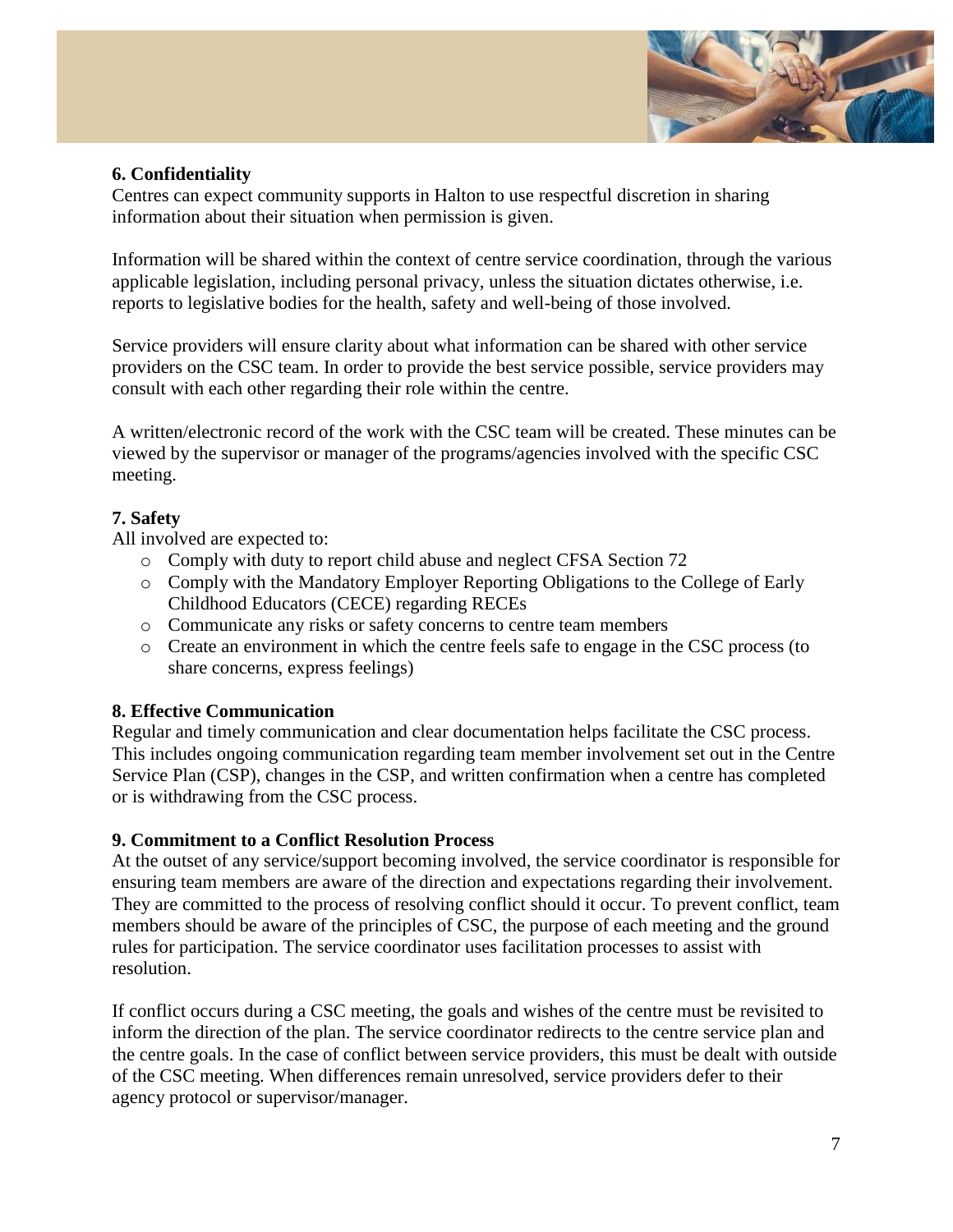### 6. Confidentiality

Centres can expect community supports in Halton to use respectful discretion in sharing information about their situation when permission is given.

Information will be shared within the context of centre service coordination, through the various applicable legislation, including personal privacy, unless the situation dictates otherwise, i.e. reports to legislative bodies for the health, safety and well-being of those involved.

Service providers will ensure clarity about what information can be shared with other service providers on the CSC team. In order to provide the best service possible, service providers may consult with each other regarding their role within the centre.

A written/electronic record of the work with the CSC team will be created. These minutes can be viewed by the supervisor or manager of the programs/agencies involved with the specific CSC meeting.

### 7. Safety

All involved are expected to:

- Comply with duty to report child abuse and neglect CFSA Section 72
- Comply with the Mandatory Employer Reporting Obligations to the College of Early Childhood Educators (CECE) regarding RECEs
- Communicate any risks or safety concerns to centre team members
- Create an environment in which the centre feels safe to engage in the CSC process (to share concerns, express feelings)

### 8. Effective Communication

Regular and timely communication and clear documentation helps facilitate the CSC process. This includes ongoing communication regarding team member involvement set out in the Centre Service Plan (CSP), changes in the CSP, and written confirmation when a centre has completed or is withdrawing from the CSC process.

### 9. Commitment to a Conflict Resolution Process

At the outset of any service/support becoming involved, the service coordinator is responsible for ensuring team members are aware of the direction and expectations regarding their involvement. They are committed to the process of resolving conflict should it occur. To prevent conflict, team members should be aware of the principles of CSC, the purpose of each meeting and the ground rules for participation. The service coordinator uses facilitation processes to assist with resolution.

If conflict occurs during a CSC meeting, the goals and wishes of the centre must be revisited to inform the direction of the plan. The service coordinator redirects to the centre service plan and the centre goals. In the case of conflict between service providers, this must be dealt with outside of the CSC meeting. When differences remain unresolved, service providers defer to their agency protocol or supervisor/manager.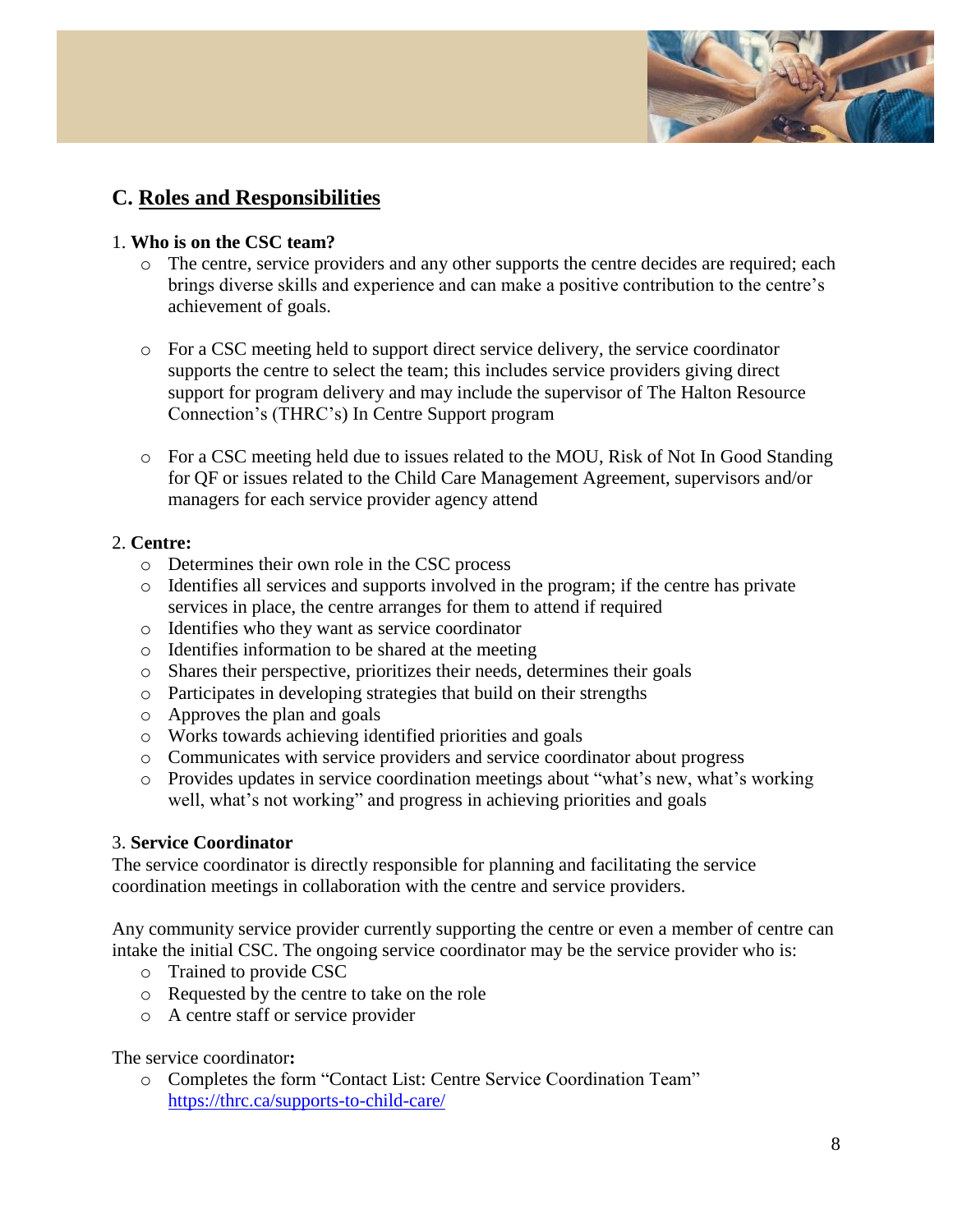## C. Roles and Responsibilities

1. **Who is on the CSC team?**
   - The centre, service providers and any other supports the centre decides are required; each brings diverse skills and experience and can make a positive contribution to the centre's achievement of goals.
   - For a CSC meeting held to support direct service delivery, the service coordinator supports the centre to select the team; this includes service providers giving direct support for program delivery and may include the supervisor of The Halton Resource Connection's (THRC's) In Centre Support program
   - For a CSC meeting held due to issues related to the MOU, Risk of Not In Good Standing for QF or issues related to the Child Care Management Agreement, supervisors and/or managers for each service provider agency attend

2. **Centre:**
   - Determines their own role in the CSC process
   - Identifies all services and supports involved in the program; if the centre has private services in place, the centre arranges for them to attend if required
   - Identifies who they want as service coordinator
   - Identifies information to be shared at the meeting
   - Shares their perspective, prioritizes their needs, determines their goals
   - Participates in developing strategies that build on their strengths
   - Approves the plan and goals
   - Works towards achieving identified priorities and goals
   - Communicates with service providers and service coordinator about progress
   - Provides updates in service coordination meetings about "what's new, what's working well, what's not working" and progress in achieving priorities and goals

3. **Service Coordinator**

The service coordinator is directly responsible for planning and facilitating the service coordination meetings in collaboration with the centre and service providers.

Any community service provider currently supporting the centre or even a member of centre can intake the initial CSC. The ongoing service coordinator may be the service provider who is:

- Trained to provide CSC
- Requested by the centre to take on the role
- A centre staff or service provider

The service coordinator**:**

- Completes the form "Contact List: Centre Service Coordination Team" https://thrc.ca/supports-to-child-care/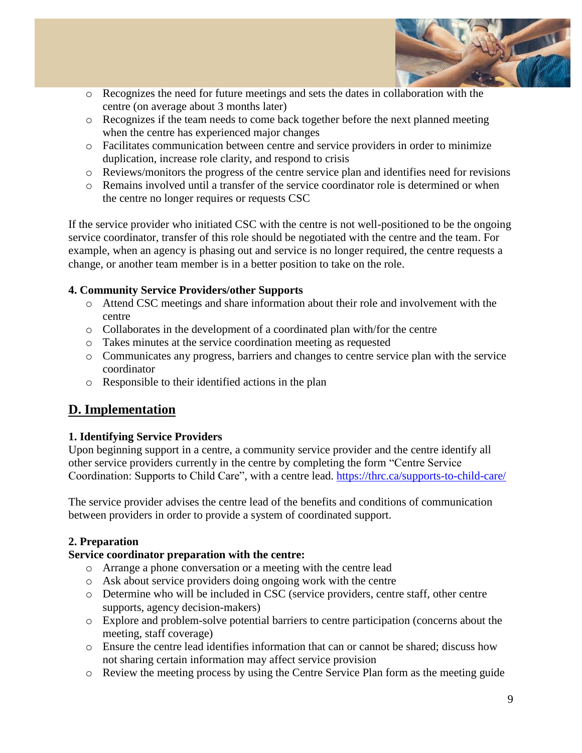- Recognizes the need for future meetings and sets the dates in collaboration with the centre (on average about 3 months later)
- Recognizes if the team needs to come back together before the next planned meeting when the centre has experienced major changes
- Facilitates communication between centre and service providers in order to minimize duplication, increase role clarity, and respond to crisis
- Reviews/monitors the progress of the centre service plan and identifies need for revisions
- Remains involved until a transfer of the service coordinator role is determined or when the centre no longer requires or requests CSC

If the service provider who initiated CSC with the centre is not well-positioned to be the ongoing service coordinator, transfer of this role should be negotiated with the centre and the team. For example, when an agency is phasing out and service is no longer required, the centre requests a change, or another team member is in a better position to take on the role.

**4. Community Service Providers/other Supports**

- Attend CSC meetings and share information about their role and involvement with the centre
- Collaborates in the development of a coordinated plan with/for the centre
- Takes minutes at the service coordination meeting as requested
- Communicates any progress, barriers and changes to centre service plan with the service coordinator
- Responsible to their identified actions in the plan

## D. Implementation

**1. Identifying Service Providers**

Upon beginning support in a centre, a community service provider and the centre identify all other service providers currently in the centre by completing the form "Centre Service Coordination: Supports to Child Care", with a centre lead. https://thrc.ca/supports-to-child-care/

The service provider advises the centre lead of the benefits and conditions of communication between providers in order to provide a system of coordinated support.

**2. Preparation**

**Service coordinator preparation with the centre:**

- Arrange a phone conversation or a meeting with the centre lead
- Ask about service providers doing ongoing work with the centre
- Determine who will be included in CSC (service providers, centre staff, other centre supports, agency decision-makers)
- Explore and problem-solve potential barriers to centre participation (concerns about the meeting, staff coverage)
- Ensure the centre lead identifies information that can or cannot be shared; discuss how not sharing certain information may affect service provision
- Review the meeting process by using the Centre Service Plan form as the meeting guide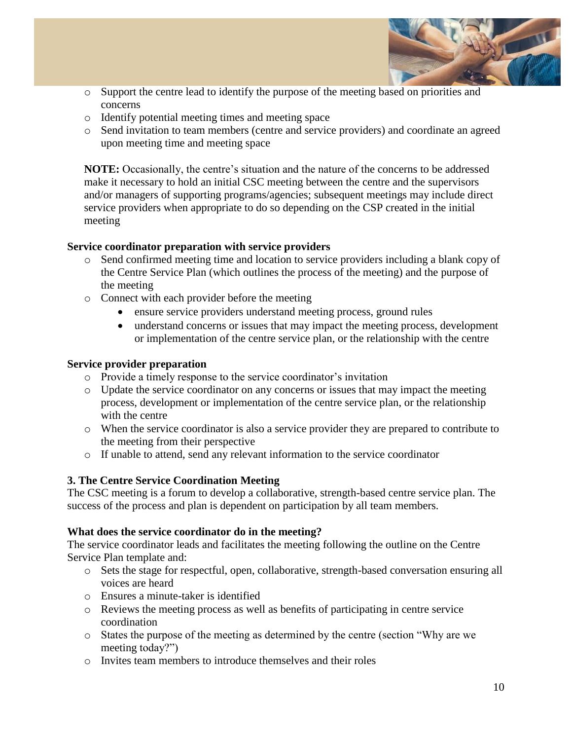- Support the centre lead to identify the purpose of the meeting based on priorities and concerns
- Identify potential meeting times and meeting space
- Send invitation to team members (centre and service providers) and coordinate an agreed upon meeting time and meeting space

**NOTE:** Occasionally, the centre's situation and the nature of the concerns to be addressed make it necessary to hold an initial CSC meeting between the centre and the supervisors and/or managers of supporting programs/agencies; subsequent meetings may include direct service providers when appropriate to do so depending on the CSP created in the initial meeting

**Service coordinator preparation with service providers**

- Send confirmed meeting time and location to service providers including a blank copy of the Centre Service Plan (which outlines the process of the meeting) and the purpose of the meeting
- Connect with each provider before the meeting
  - ensure service providers understand meeting process, ground rules
  - understand concerns or issues that may impact the meeting process, development or implementation of the centre service plan, or the relationship with the centre

**Service provider preparation**

- Provide a timely response to the service coordinator's invitation
- Update the service coordinator on any concerns or issues that may impact the meeting process, development or implementation of the centre service plan, or the relationship with the centre
- When the service coordinator is also a service provider they are prepared to contribute to the meeting from their perspective
- If unable to attend, send any relevant information to the service coordinator

### 3. The Centre Service Coordination Meeting

The CSC meeting is a forum to develop a collaborative, strength-based centre service plan. The success of the process and plan is dependent on participation by all team members.

**What does the service coordinator do in the meeting?**

The service coordinator leads and facilitates the meeting following the outline on the Centre Service Plan template and:

- Sets the stage for respectful, open, collaborative, strength-based conversation ensuring all voices are heard
- Ensures a minute-taker is identified
- Reviews the meeting process as well as benefits of participating in centre service coordination
- States the purpose of the meeting as determined by the centre (section "Why are we meeting today?")
- Invites team members to introduce themselves and their roles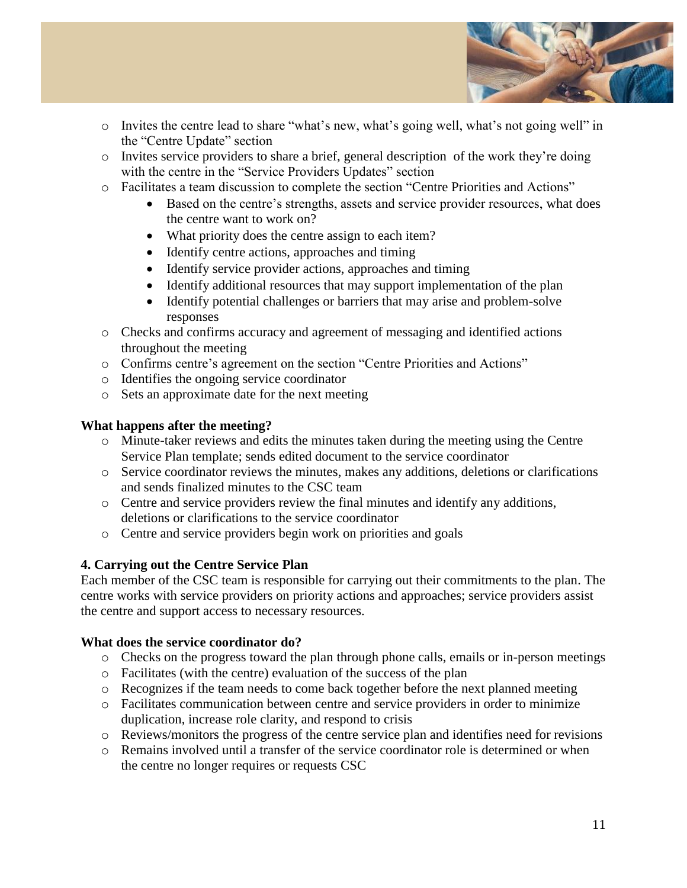- Invites the centre lead to share "what's new, what's going well, what's not going well" in the "Centre Update" section
- Invites service providers to share a brief, general description of the work they're doing with the centre in the "Service Providers Updates" section
- Facilitates a team discussion to complete the section "Centre Priorities and Actions"
    - Based on the centre's strengths, assets and service provider resources, what does the centre want to work on?
    - What priority does the centre assign to each item?
    - Identify centre actions, approaches and timing
    - Identify service provider actions, approaches and timing
    - Identify additional resources that may support implementation of the plan
    - Identify potential challenges or barriers that may arise and problem-solve responses
- Checks and confirms accuracy and agreement of messaging and identified actions throughout the meeting
- Confirms centre's agreement on the section "Centre Priorities and Actions"
- Identifies the ongoing service coordinator
- Sets an approximate date for the next meeting

**What happens after the meeting?**

- Minute-taker reviews and edits the minutes taken during the meeting using the Centre Service Plan template; sends edited document to the service coordinator
- Service coordinator reviews the minutes, makes any additions, deletions or clarifications and sends finalized minutes to the CSC team
- Centre and service providers review the final minutes and identify any additions, deletions or clarifications to the service coordinator
- Centre and service providers begin work on priorities and goals

### 4. Carrying out the Centre Service Plan

Each member of the CSC team is responsible for carrying out their commitments to the plan. The centre works with service providers on priority actions and approaches; service providers assist the centre and support access to necessary resources.

**What does the service coordinator do?**

- Checks on the progress toward the plan through phone calls, emails or in-person meetings
- Facilitates (with the centre) evaluation of the success of the plan
- Recognizes if the team needs to come back together before the next planned meeting
- Facilitates communication between centre and service providers in order to minimize duplication, increase role clarity, and respond to crisis
- Reviews/monitors the progress of the centre service plan and identifies need for revisions
- Remains involved until a transfer of the service coordinator role is determined or when the centre no longer requires or requests CSC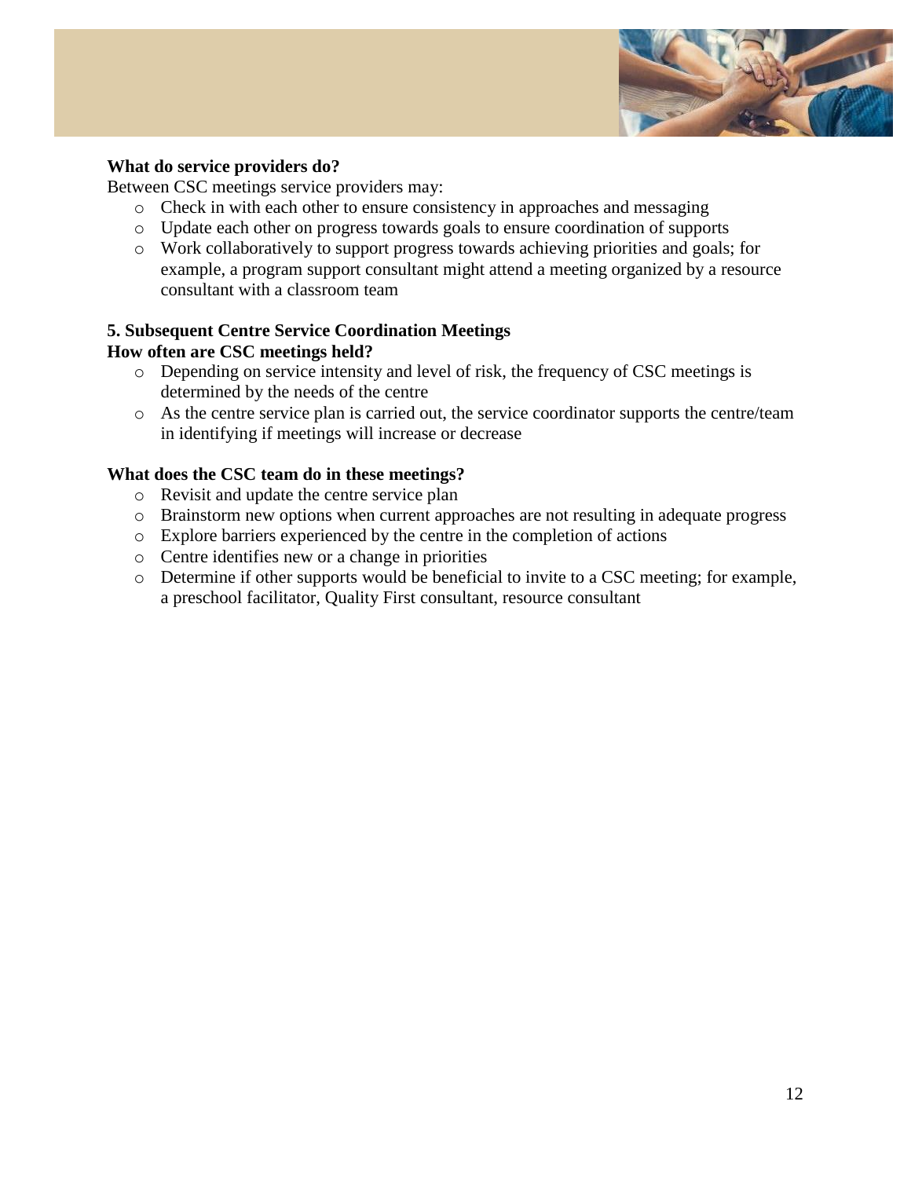**What do service providers do?**

Between CSC meetings service providers may:

- Check in with each other to ensure consistency in approaches and messaging
- Update each other on progress towards goals to ensure coordination of supports
- Work collaboratively to support progress towards achieving priorities and goals; for example, a program support consultant might attend a meeting organized by a resource consultant with a classroom team

**5. Subsequent Centre Service Coordination Meetings**

**How often are CSC meetings held?**

- Depending on service intensity and level of risk, the frequency of CSC meetings is determined by the needs of the centre
- As the centre service plan is carried out, the service coordinator supports the centre/team in identifying if meetings will increase or decrease

**What does the CSC team do in these meetings?**

- Revisit and update the centre service plan
- Brainstorm new options when current approaches are not resulting in adequate progress
- Explore barriers experienced by the centre in the completion of actions
- Centre identifies new or a change in priorities
- Determine if other supports would be beneficial to invite to a CSC meeting; for example, a preschool facilitator, Quality First consultant, resource consultant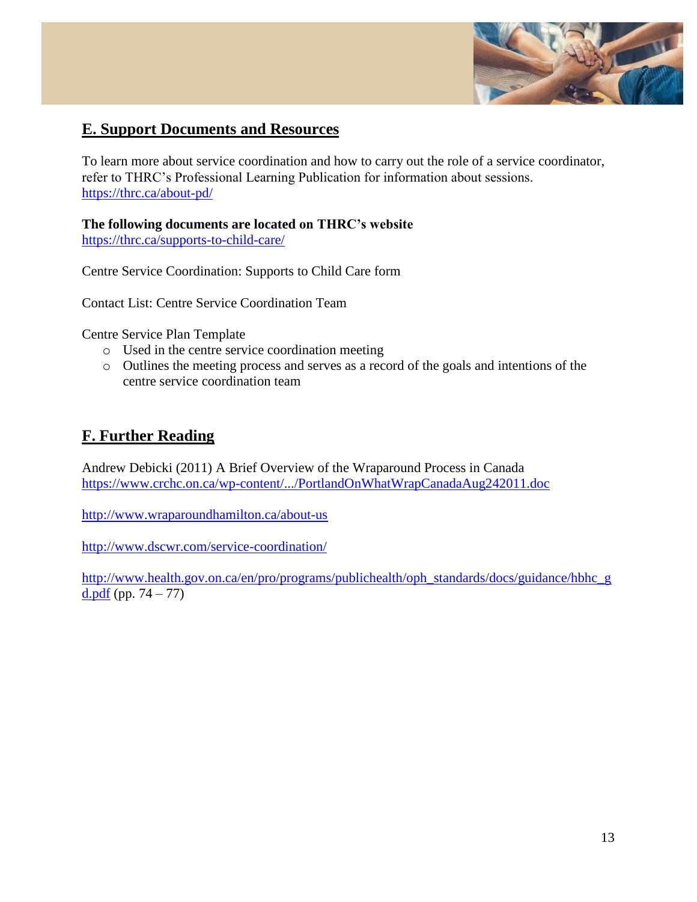## E. Support Documents and Resources

To learn more about service coordination and how to carry out the role of a service coordinator, refer to THRC's Professional Learning Publication for information about sessions. https://thrc.ca/about-pd/

**The following documents are located on THRC's website**
https://thrc.ca/supports-to-child-care/

Centre Service Coordination: Supports to Child Care form

Contact List: Centre Service Coordination Team

Centre Service Plan Template

- Used in the centre service coordination meeting
- Outlines the meeting process and serves as a record of the goals and intentions of the centre service coordination team

## F. Further Reading

Andrew Debicki (2011) A Brief Overview of the Wraparound Process in Canada
https://www.crchc.on.ca/wp-content/.../PortlandOnWhatWrapCanadaAug242011.doc

http://www.wraparoundhamilton.ca/about-us

http://www.dscwr.com/service-coordination/

http://www.health.gov.on.ca/en/pro/programs/publichealth/oph_standards/docs/guidance/hbhc_gd.pdf (pp. 74 – 77)